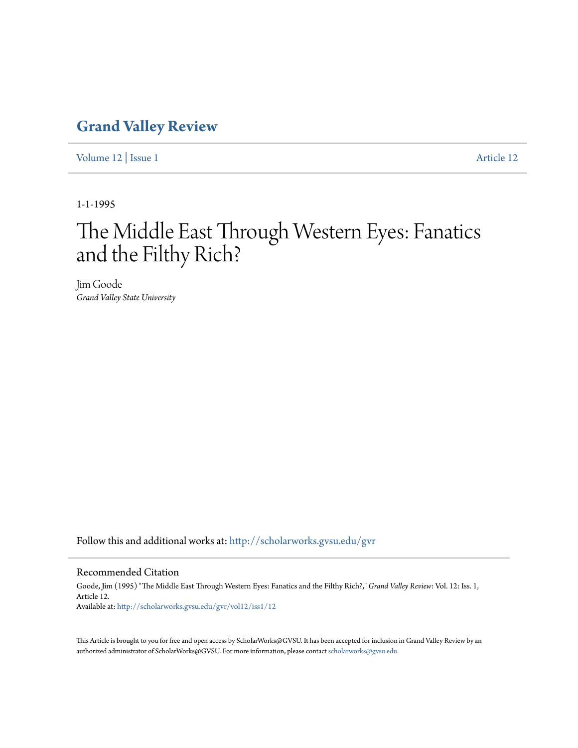# Grand Valley Review

Volume 12 | Issue 1 Article 12

1-1-1995

# The Middle East Through Western Eyes: Fanatics and the Filthy Rich?

Jim Goode
*Grand Valley State University*

Follow this and additional works at: http://scholarworks.gvsu.edu/gvr

## Recommended Citation

Goode, Jim (1995) "The Middle East Through Western Eyes: Fanatics and the Filthy Rich?," *Grand Valley Review*: Vol. 12: Iss. 1, Article 12.
Available at: http://scholarworks.gvsu.edu/gvr/vol12/iss1/12

This Article is brought to you for free and open access by ScholarWorks@GVSU. It has been accepted for inclusion in Grand Valley Review by an authorized administrator of ScholarWorks@GVSU. For more information, please contact scholarworks@gvsu.edu.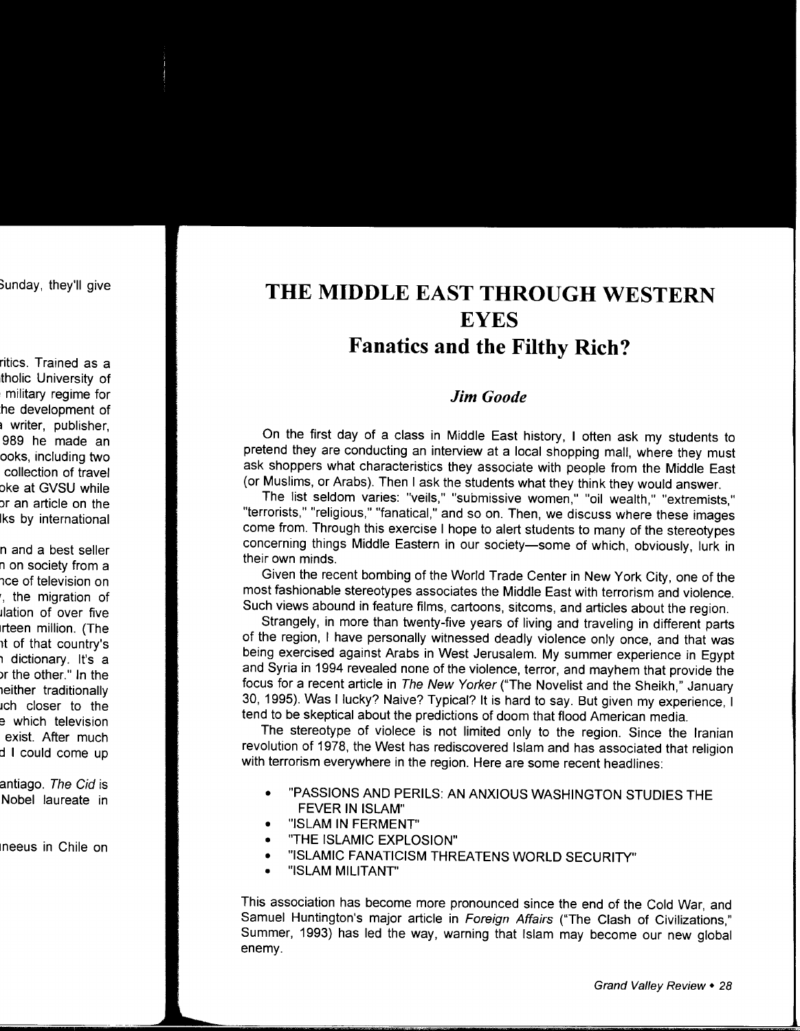# THE MIDDLE EAST THROUGH WESTERN EYES

## Fanatics and the Filthy Rich?

### *Jim Goode*

On the first day of a class in Middle East history, I often ask my students to pretend they are conducting an interview at a local shopping mall, where they must ask shoppers what characteristics they associate with people from the Middle East (or Muslims, or Arabs). Then I ask the students what they think they would answer.

The list seldom varies: "veils," "submissive women," "oil wealth," "extremists," "terrorists," "religious," "fanatical," and so on. Then, we discuss where these images come from. Through this exercise I hope to alert students to many of the stereotypes concerning things Middle Eastern in our society—some of which, obviously, lurk in their own minds.

Given the recent bombing of the World Trade Center in New York City, one of the most fashionable stereotypes associates the Middle East with terrorism and violence. Such views abound in feature films, cartoons, sitcoms, and articles about the region.

Strangely, in more than twenty-five years of living and traveling in different parts of the region, I have personally witnessed deadly violence only once, and that was being exercised against Arabs in West Jerusalem. My summer experience in Egypt and Syria in 1994 revealed none of the violence, terror, and mayhem that provide the focus for a recent article in *The New Yorker* ("The Novelist and the Sheikh," January 30, 1995). Was I lucky? Naive? Typical? It is hard to say. But given my experience, I tend to be skeptical about the predictions of doom that flood American media.

The stereotype of violece is not limited only to the region. Since the Iranian revolution of 1978, the West has rediscovered Islam and has associated that religion with terrorism everywhere in the region. Here are some recent headlines:

- "PASSIONS AND PERILS: AN ANXIOUS WASHINGTON STUDIES THE FEVER IN ISLAM"
- "ISLAM IN FERMENT"
- "THE ISLAMIC EXPLOSION"
- "ISLAMIC FANATICISM THREATENS WORLD SECURITY"
- "ISLAM MILITANT"

This association has become more pronounced since the end of the Cold War, and Samuel Huntington's major article in *Foreign Affairs* ("The Clash of Civilizations," Summer, 1993) has led the way, warning that Islam may become our new global enemy.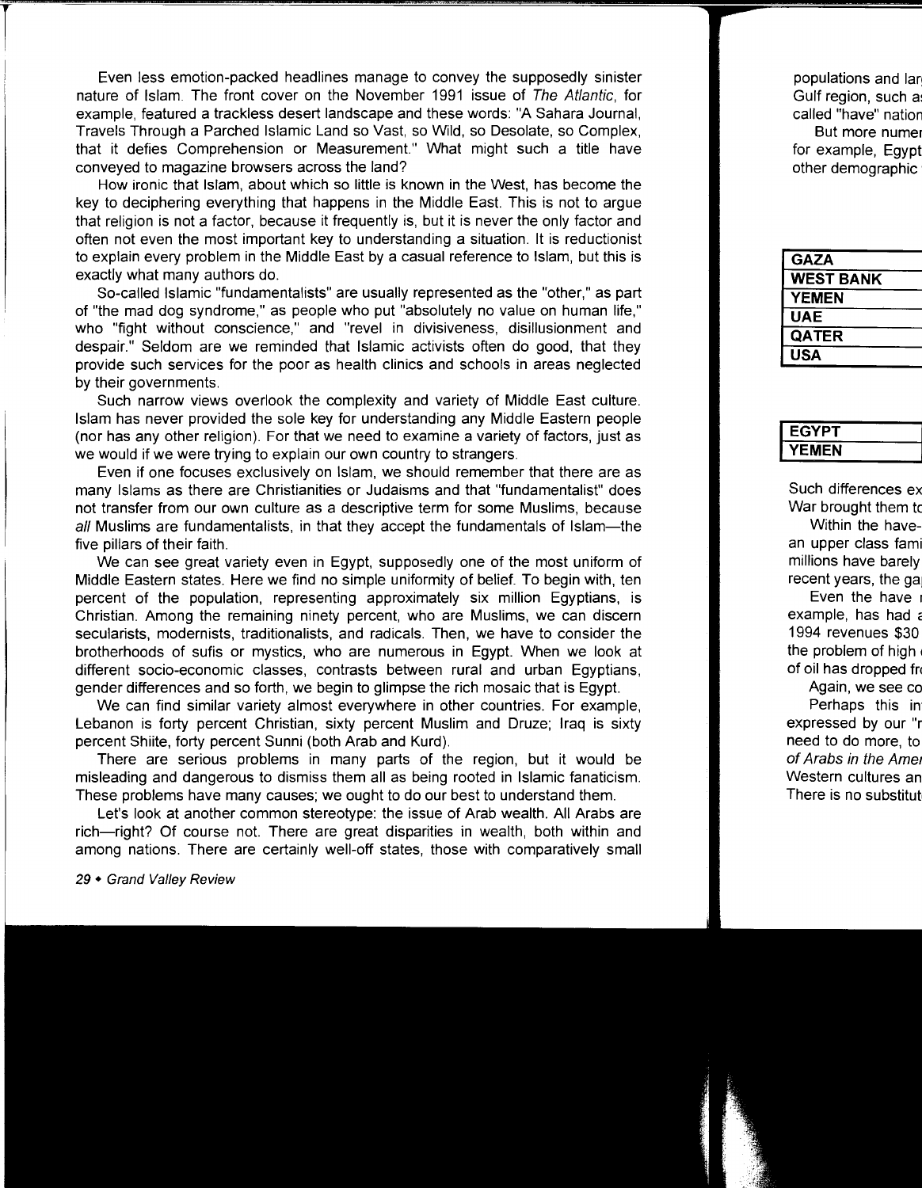Even less emotion-packed headlines manage to convey the supposedly sinister nature of Islam. The front cover on the November 1991 issue of *The Atlantic*, for example, featured a trackless desert landscape and these words: "A Sahara Journal, Travels Through a Parched Islamic Land so Vast, so Wild, so Desolate, so Complex, that it defies Comprehension or Measurement." What might such a title have conveyed to magazine browsers across the land?

How ironic that Islam, about which so little is known in the West, has become the key to deciphering everything that happens in the Middle East. This is not to argue that religion is not a factor, because it frequently is, but it is never the only factor and often not even the most important key to understanding a situation. It is reductionist to explain every problem in the Middle East by a casual reference to Islam, but this is exactly what many authors do.

So-called Islamic "fundamentalists" are usually represented as the "other," as part of "the mad dog syndrome," as people who put "absolutely no value on human life," who "fight without conscience," and "revel in divisiveness, disillusionment and despair." Seldom are we reminded that Islamic activists often do good, that they provide such services for the poor as health clinics and schools in areas neglected by their governments.

Such narrow views overlook the complexity and variety of Middle East culture. Islam has never provided the sole key for understanding any Middle Eastern people (nor has any other religion). For that we need to examine a variety of factors, just as we would if we were trying to explain our own country to strangers.

Even if one focuses exclusively on Islam, we should remember that there are as many Islams as there are Christianities or Judaisms and that "fundamentalist" does not transfer from our own culture as a descriptive term for some Muslims, because *all* Muslims are fundamentalists, in that they accept the fundamentals of Islam—the five pillars of their faith.

We can see great variety even in Egypt, supposedly one of the most uniform of Middle Eastern states. Here we find no simple uniformity of belief. To begin with, ten percent of the population, representing approximately six million Egyptians, is Christian. Among the remaining ninety percent, who are Muslims, we can discern secularists, modernists, traditionalists, and radicals. Then, we have to consider the brotherhoods of sufis or mystics, who are numerous in Egypt. When we look at different socio-economic classes, contrasts between rural and urban Egyptians, gender differences and so forth, we begin to glimpse the rich mosaic that is Egypt.

We can find similar variety almost everywhere in other countries. For example, Lebanon is forty percent Christian, sixty percent Muslim and Druze; Iraq is sixty percent Shiite, forty percent Sunni (both Arab and Kurd).

There are serious problems in many parts of the region, but it would be misleading and dangerous to dismiss them all as being rooted in Islamic fanaticism. These problems have many causes; we ought to do our best to understand them.

Let's look at another common stereotype: the issue of Arab wealth. All Arabs are rich—right? Of course not. There are great disparities in wealth, both within and among nations. There are certainly well-off states, those with comparatively small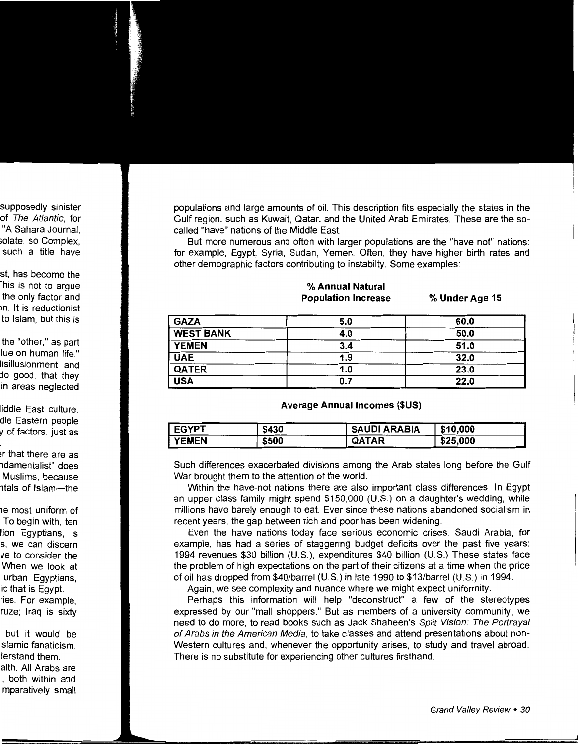populations and large amounts of oil. This description fits especially the states in the Gulf region, such as Kuwait, Qatar, and the United Arab Emirates. These are the so-called "have" nations of the Middle East.

But more numerous and often with larger populations are the "have not" nations: for example, Egypt, Syria, Sudan, Yemen. Often, they have higher birth rates and other demographic factors contributing to instabilty. Some examples:

| | % Annual Natural Population Increase | % Under Age 15 |
|---|---|---|
| **GAZA** | **5.0** | **60.0** |
| **WEST BANK** | **4.0** | **50.0** |
| **YEMEN** | **3.4** | **51.0** |
| **UAE** | **1.9** | **32.0** |
| **QATER** | **1.0** | **23.0** |
| **USA** | **0.7** | **22.0** |

**Average Annual Incomes ($US)**

| | | | |
|---|---|---|---|
| **EGYPT** | **$430** | **SAUDI ARABIA** | **$10,000** |
| **YEMEN** | **$500** | **QATAR** | **$25,000** |

Such differences exacerbated divisions among the Arab states long before the Gulf War brought them to the attention of the world.

Within the have-not nations there are also important class differences. In Egypt an upper class family might spend $150,000 (U.S.) on a daughter's wedding, while millions have barely enough to eat. Ever since these nations abandoned socialism in recent years, the gap between rich and poor has been widening.

Even the have nations today face serious economic crises. Saudi Arabia, for example, has had a series of staggering budget deficits over the past five years: 1994 revenues $30 billion (U.S.), expenditures $40 billion (U.S.) These states face the problem of high expectations on the part of their citizens at a time when the price of oil has dropped from $40/barrel (U.S.) in late 1990 to $13/barrel (U.S.) in 1994.

Again, we see complexity and nuance where we might expect uniformity.

Perhaps this information will help "deconstruct" a few of the stereotypes expressed by our "mall shoppers." But as members of a university community, we need to do more, to read books such as Jack Shaheen's *Split Vision: The Portrayal of Arabs in the American Media*, to take classes and attend presentations about non-Western cultures and, whenever the opportunity arises, to study and travel abroad. There is no substitute for experiencing other cultures firsthand.